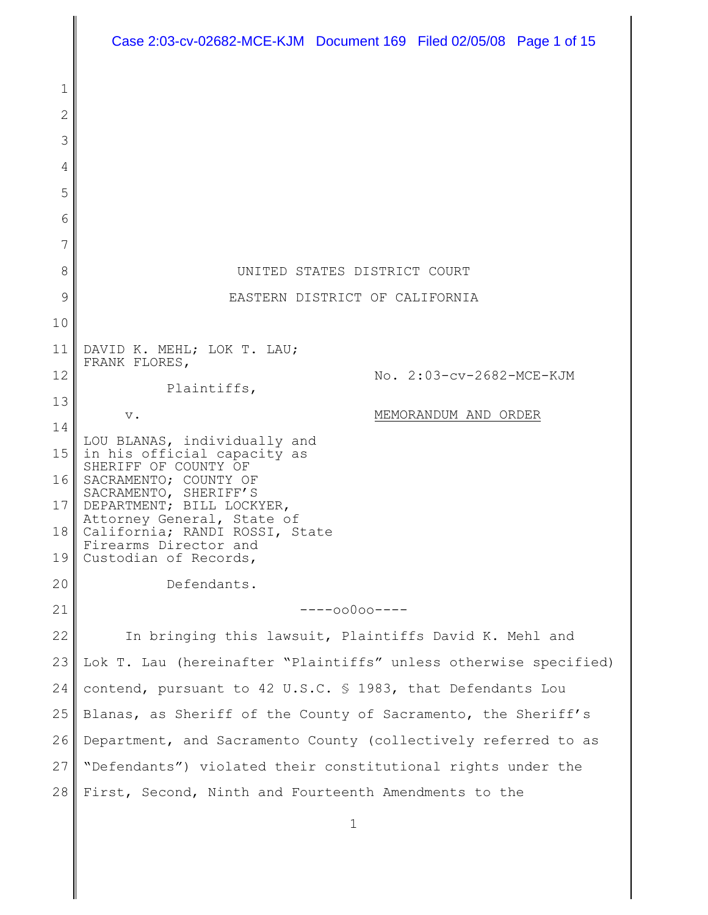UNITED STATES DISTRICT COURT

EASTERN DISTRICT OF CALIFORNIA

DAVID K. MEHL; LOK T. LAU; FRANK FLORES,

Plaintiffs,

v.

LOU BLANAS, individually and in his official capacity as SHERIFF OF COUNTY OF SACRAMENTO; COUNTY OF SACRAMENTO, SHERIFF'S DEPARTMENT; BILL LOCKYER, Attorney General, State of California; RANDI ROSSI, State Firearms Director and Custodian of Records,

Defendants.

No. 2:03-cv-2682-MCE-KJM

MEMORANDUM AND ORDER

----oo0oo----

In bringing this lawsuit, Plaintiffs David K. Mehl and Lok T. Lau (hereinafter "Plaintiffs" unless otherwise specified) contend, pursuant to 42 U.S.C. § 1983, that Defendants Lou Blanas, as Sheriff of the County of Sacramento, the Sheriff's Department, and Sacramento County (collectively referred to as "Defendants") violated their constitutional rights under the First, Second, Ninth and Fourteenth Amendments to the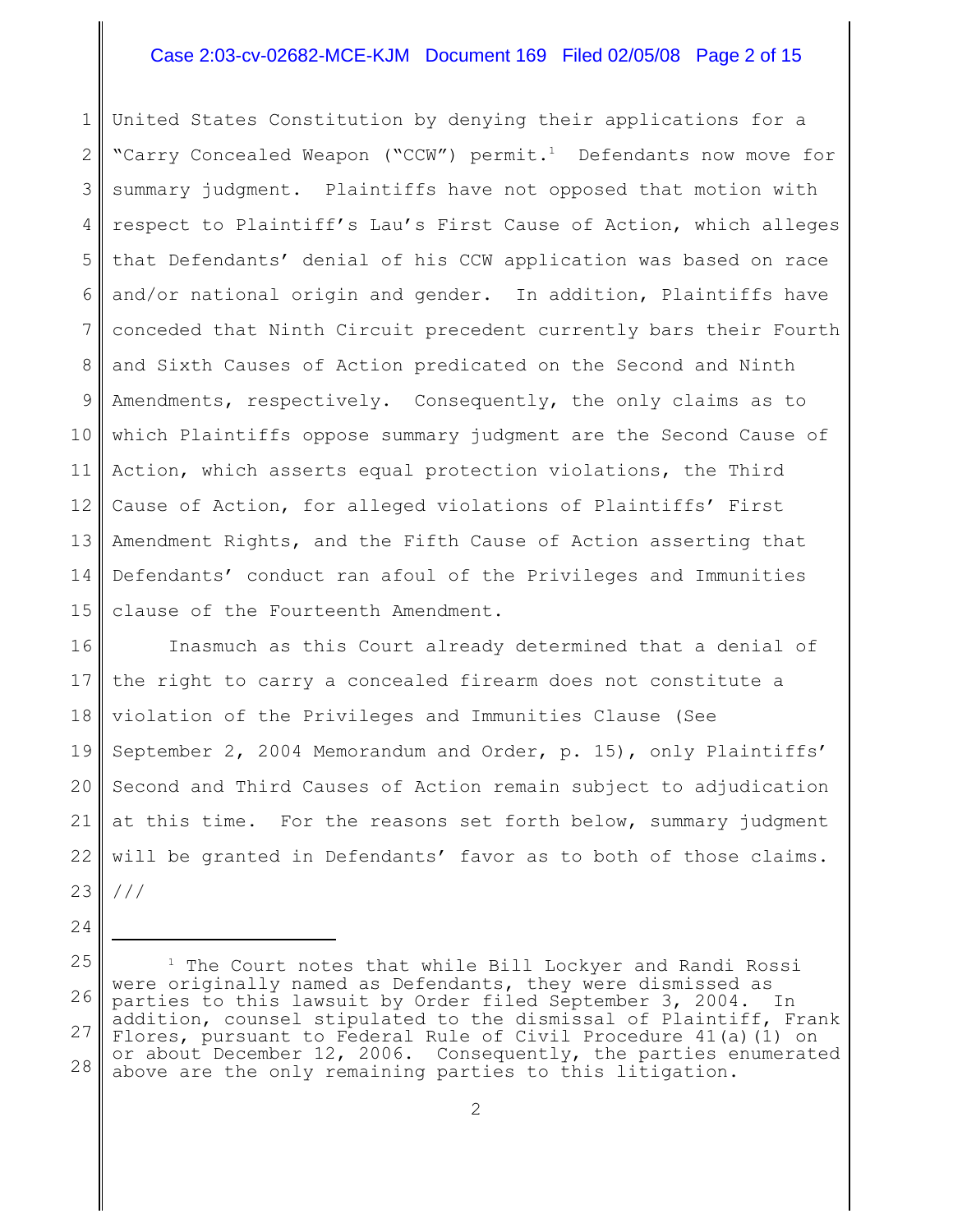United States Constitution by denying their applications for a "Carry Concealed Weapon ("CCW") permit.[1] Defendants now move for summary judgment. Plaintiffs have not opposed that motion with respect to Plaintiff's Lau's First Cause of Action, which alleges that Defendants' denial of his CCW application was based on race and/or national origin and gender. In addition, Plaintiffs have conceded that Ninth Circuit precedent currently bars their Fourth and Sixth Causes of Action predicated on the Second and Ninth Amendments, respectively. Consequently, the only claims as to which Plaintiffs oppose summary judgment are the Second Cause of Action, which asserts equal protection violations, the Third Cause of Action, for alleged violations of Plaintiffs' First Amendment Rights, and the Fifth Cause of Action asserting that Defendants' conduct ran afoul of the Privileges and Immunities clause of the Fourteenth Amendment.

Inasmuch as this Court already determined that a denial of the right to carry a concealed firearm does not constitute a violation of the Privileges and Immunities Clause (See September 2, 2004 Memorandum and Order, p. 15), only Plaintiffs' Second and Third Causes of Action remain subject to adjudication at this time. For the reasons set forth below, summary judgment will be granted in Defendants' favor as to both of those claims.

///

[1] The Court notes that while Bill Lockyer and Randi Rossi were originally named as Defendants, they were dismissed as parties to this lawsuit by Order filed September 3, 2004. In addition, counsel stipulated to the dismissal of Plaintiff, Frank Flores, pursuant to Federal Rule of Civil Procedure 41(a)(1) on or about December 12, 2006. Consequently, the parties enumerated above are the only remaining parties to this litigation.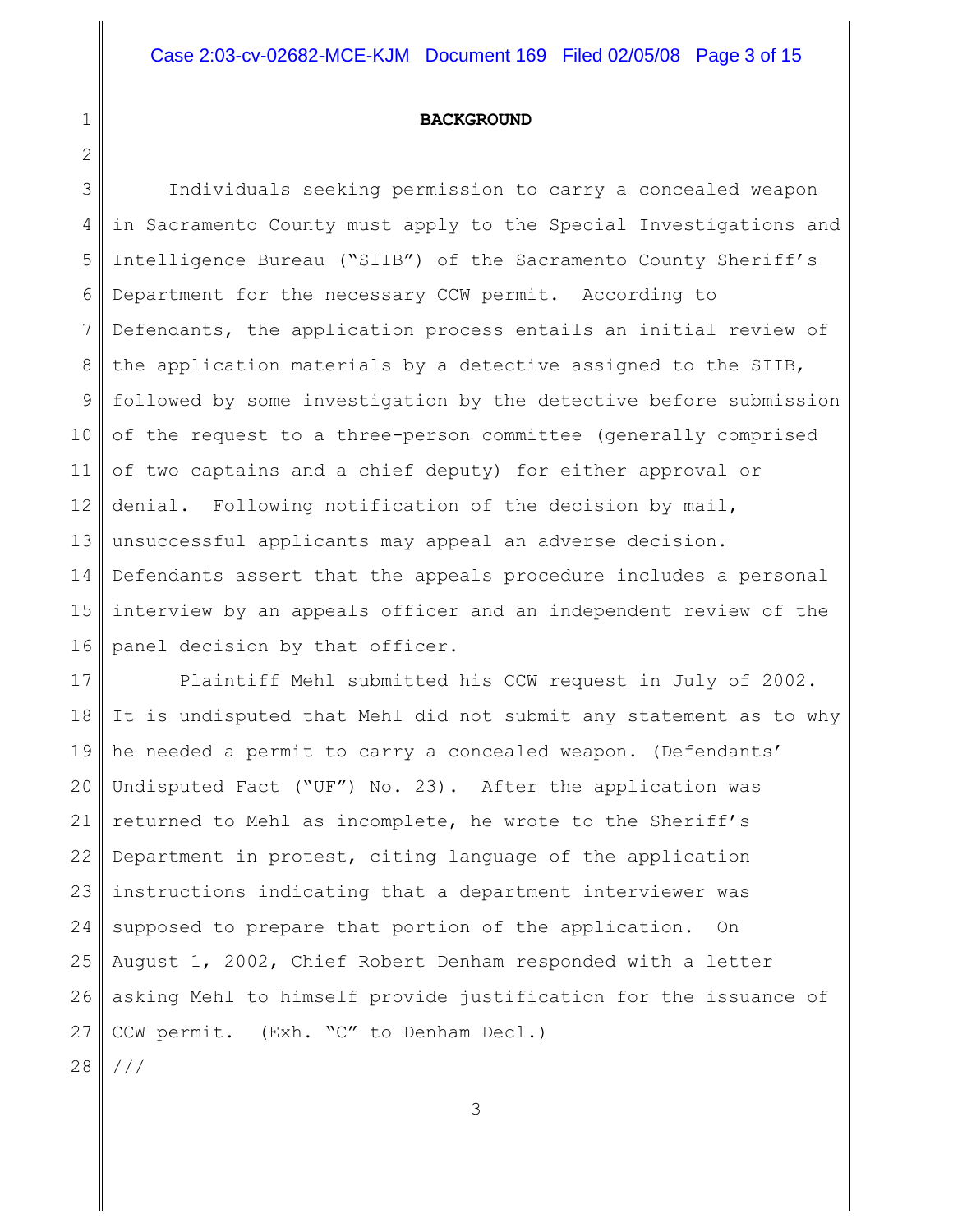## BACKGROUND

Individuals seeking permission to carry a concealed weapon in Sacramento County must apply to the Special Investigations and Intelligence Bureau ("SIIB") of the Sacramento County Sheriff's Department for the necessary CCW permit. According to Defendants, the application process entails an initial review of the application materials by a detective assigned to the SIIB, followed by some investigation by the detective before submission of the request to a three-person committee (generally comprised of two captains and a chief deputy) for either approval or denial. Following notification of the decision by mail, unsuccessful applicants may appeal an adverse decision. Defendants assert that the appeals procedure includes a personal interview by an appeals officer and an independent review of the panel decision by that officer.

Plaintiff Mehl submitted his CCW request in July of 2002. It is undisputed that Mehl did not submit any statement as to why he needed a permit to carry a concealed weapon. (Defendants' Undisputed Fact ("UF") No. 23). After the application was returned to Mehl as incomplete, he wrote to the Sheriff's Department in protest, citing language of the application instructions indicating that a department interviewer was supposed to prepare that portion of the application. On August 1, 2002, Chief Robert Denham responded with a letter asking Mehl to himself provide justification for the issuance of CCW permit. (Exh. "C" to Denham Decl.)

///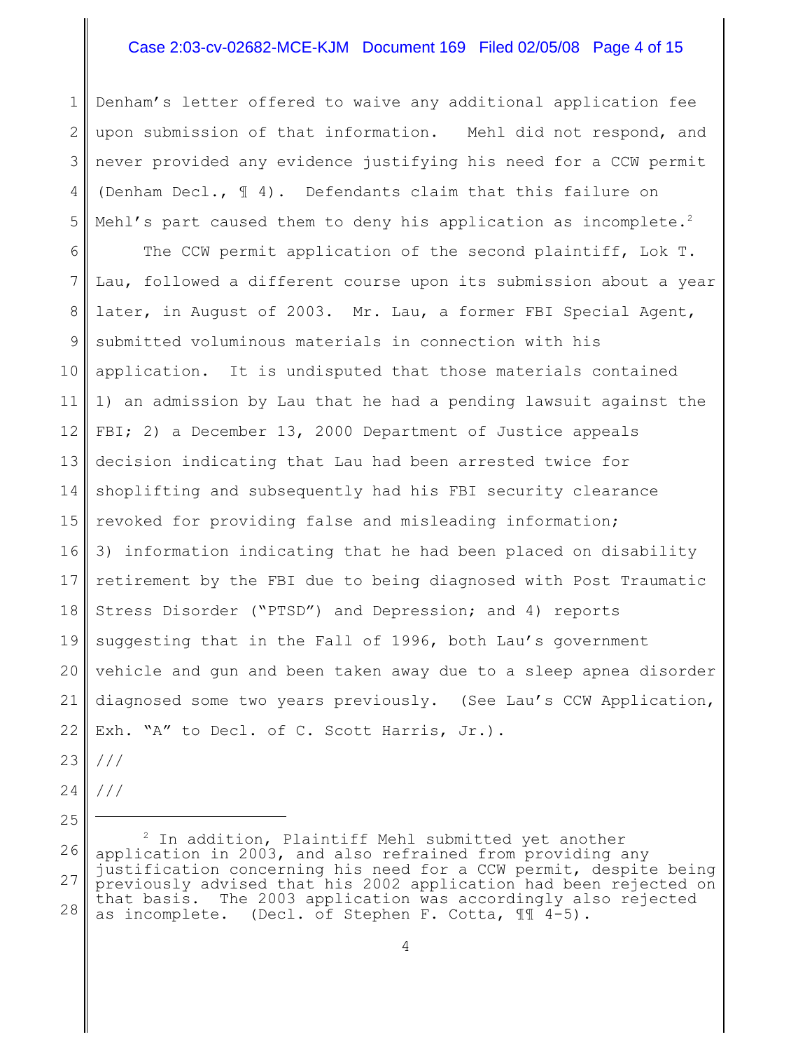Denham's letter offered to waive any additional application fee upon submission of that information. Mehl did not respond, and never provided any evidence justifying his need for a CCW permit (Denham Decl., ¶ 4). Defendants claim that this failure on Mehl's part caused them to deny his application as incomplete.[2]

The CCW permit application of the second plaintiff, Lok T. Lau, followed a different course upon its submission about a year later, in August of 2003. Mr. Lau, a former FBI Special Agent, submitted voluminous materials in connection with his application. It is undisputed that those materials contained 1) an admission by Lau that he had a pending lawsuit against the FBI; 2) a December 13, 2000 Department of Justice appeals decision indicating that Lau had been arrested twice for shoplifting and subsequently had his FBI security clearance revoked for providing false and misleading information; 3) information indicating that he had been placed on disability retirement by the FBI due to being diagnosed with Post Traumatic Stress Disorder ("PTSD") and Depression; and 4) reports suggesting that in the Fall of 1996, both Lau's government vehicle and gun and been taken away due to a sleep apnea disorder diagnosed some two years previously. (See Lau's CCW Application, Exh. "A" to Decl. of C. Scott Harris, Jr.).

///

///

---

[2] In addition, Plaintiff Mehl submitted yet another application in 2003, and also refrained from providing any justification concerning his need for a CCW permit, despite being previously advised that his 2002 application had been rejected on that basis. The 2003 application was accordingly also rejected as incomplete. (Decl. of Stephen F. Cotta, ¶¶ 4-5).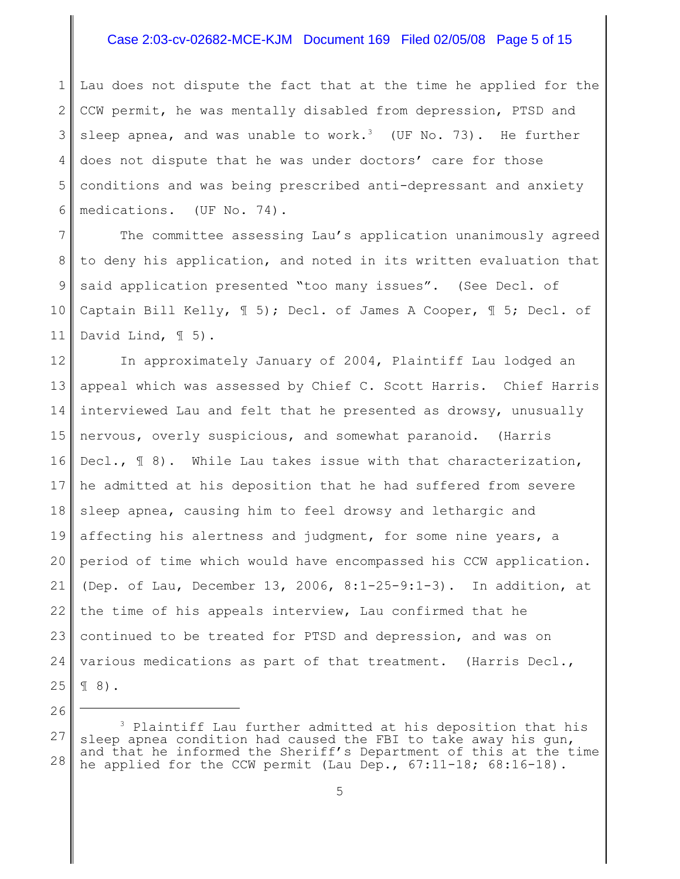Lau does not dispute the fact that at the time he applied for the CCW permit, he was mentally disabled from depression, PTSD and sleep apnea, and was unable to work.[3] (UF No. 73). He further does not dispute that he was under doctors' care for those conditions and was being prescribed anti-depressant and anxiety medications. (UF No. 74).

The committee assessing Lau's application unanimously agreed to deny his application, and noted in its written evaluation that said application presented "too many issues". (See Decl. of Captain Bill Kelly, ¶ 5); Decl. of James A Cooper, ¶ 5; Decl. of David Lind, ¶ 5).

In approximately January of 2004, Plaintiff Lau lodged an appeal which was assessed by Chief C. Scott Harris. Chief Harris interviewed Lau and felt that he presented as drowsy, unusually nervous, overly suspicious, and somewhat paranoid. (Harris Decl., ¶ 8). While Lau takes issue with that characterization, he admitted at his deposition that he had suffered from severe sleep apnea, causing him to feel drowsy and lethargic and affecting his alertness and judgment, for some nine years, a period of time which would have encompassed his CCW application. (Dep. of Lau, December 13, 2006, 8:1-25-9:1-3). In addition, at the time of his appeals interview, Lau confirmed that he continued to be treated for PTSD and depression, and was on various medications as part of that treatment. (Harris Decl., ¶ 8).

---

[3] Plaintiff Lau further admitted at his deposition that his sleep apnea condition had caused the FBI to take away his gun, and that he informed the Sheriff's Department of this at the time he applied for the CCW permit (Lau Dep., 67:11-18; 68:16-18).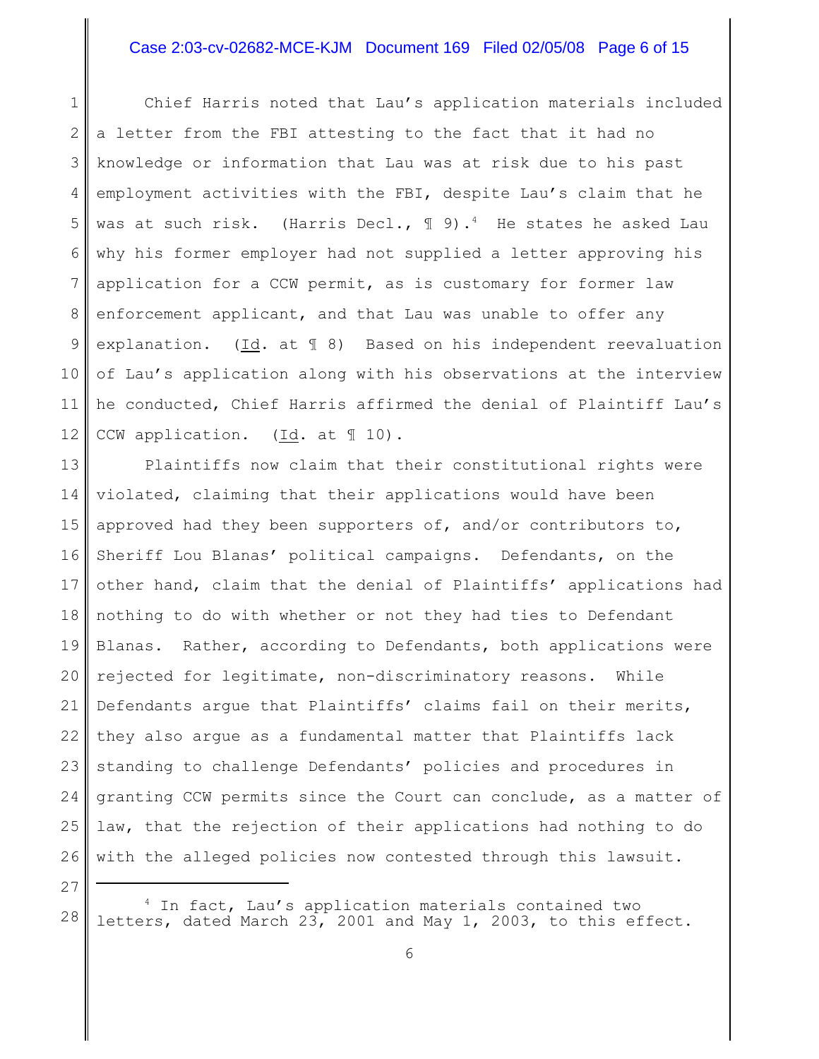Chief Harris noted that Lau's application materials included a letter from the FBI attesting to the fact that it had no knowledge or information that Lau was at risk due to his past employment activities with the FBI, despite Lau's claim that he was at such risk. (Harris Decl., ¶ 9).[4] He states he asked Lau why his former employer had not supplied a letter approving his application for a CCW permit, as is customary for former law enforcement applicant, and that Lau was unable to offer any explanation. (Id. at ¶ 8) Based on his independent reevaluation of Lau's application along with his observations at the interview he conducted, Chief Harris affirmed the denial of Plaintiff Lau's CCW application. (Id. at ¶ 10).

Plaintiffs now claim that their constitutional rights were violated, claiming that their applications would have been approved had they been supporters of, and/or contributors to, Sheriff Lou Blanas' political campaigns. Defendants, on the other hand, claim that the denial of Plaintiffs' applications had nothing to do with whether or not they had ties to Defendant Blanas. Rather, according to Defendants, both applications were rejected for legitimate, non-discriminatory reasons. While Defendants argue that Plaintiffs' claims fail on their merits, they also argue as a fundamental matter that Plaintiffs lack standing to challenge Defendants' policies and procedures in granting CCW permits since the Court can conclude, as a matter of law, that the rejection of their applications had nothing to do with the alleged policies now contested through this lawsuit.

---

[4] In fact, Lau's application materials contained two letters, dated March 23, 2001 and May 1, 2003, to this effect.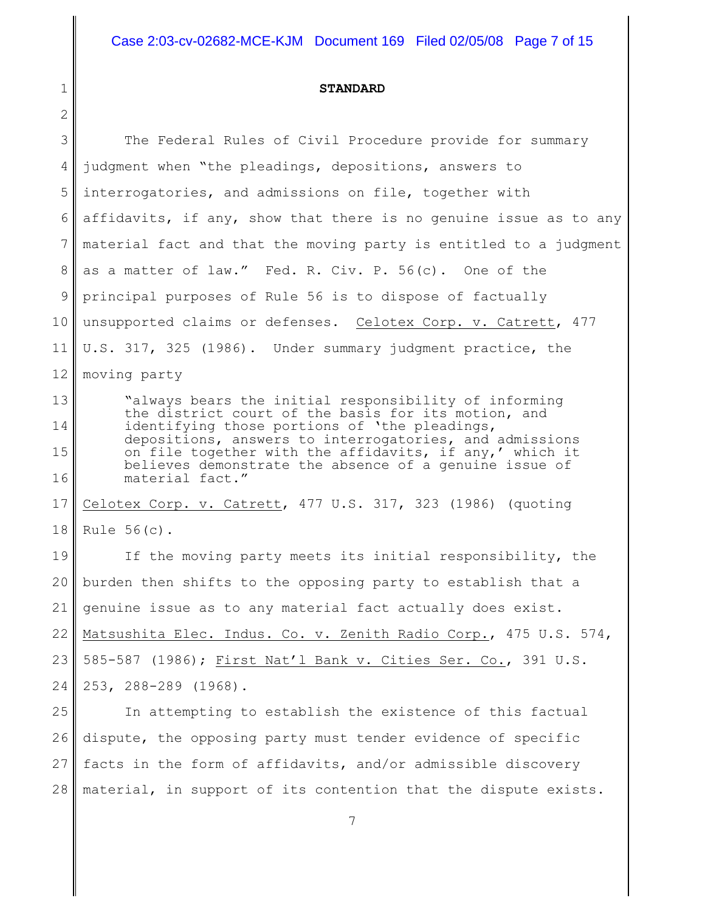**STANDARD**

The Federal Rules of Civil Procedure provide for summary judgment when "the pleadings, depositions, answers to interrogatories, and admissions on file, together with affidavits, if any, show that there is no genuine issue as to any material fact and that the moving party is entitled to a judgment as a matter of law." Fed. R. Civ. P. 56(c). One of the principal purposes of Rule 56 is to dispose of factually unsupported claims or defenses. Celotex Corp. v. Catrett, 477 U.S. 317, 325 (1986). Under summary judgment practice, the moving party

> "always bears the initial responsibility of informing the district court of the basis for its motion, and identifying those portions of 'the pleadings, depositions, answers to interrogatories, and admissions on file together with the affidavits, if any,' which it believes demonstrate the absence of a genuine issue of material fact."

Celotex Corp. v. Catrett, 477 U.S. 317, 323 (1986) (quoting Rule 56(c).

If the moving party meets its initial responsibility, the burden then shifts to the opposing party to establish that a genuine issue as to any material fact actually does exist. Matsushita Elec. Indus. Co. v. Zenith Radio Corp., 475 U.S. 574, 585-587 (1986); First Nat'l Bank v. Cities Ser. Co., 391 U.S. 253, 288-289 (1968).

In attempting to establish the existence of this factual dispute, the opposing party must tender evidence of specific facts in the form of affidavits, and/or admissible discovery material, in support of its contention that the dispute exists.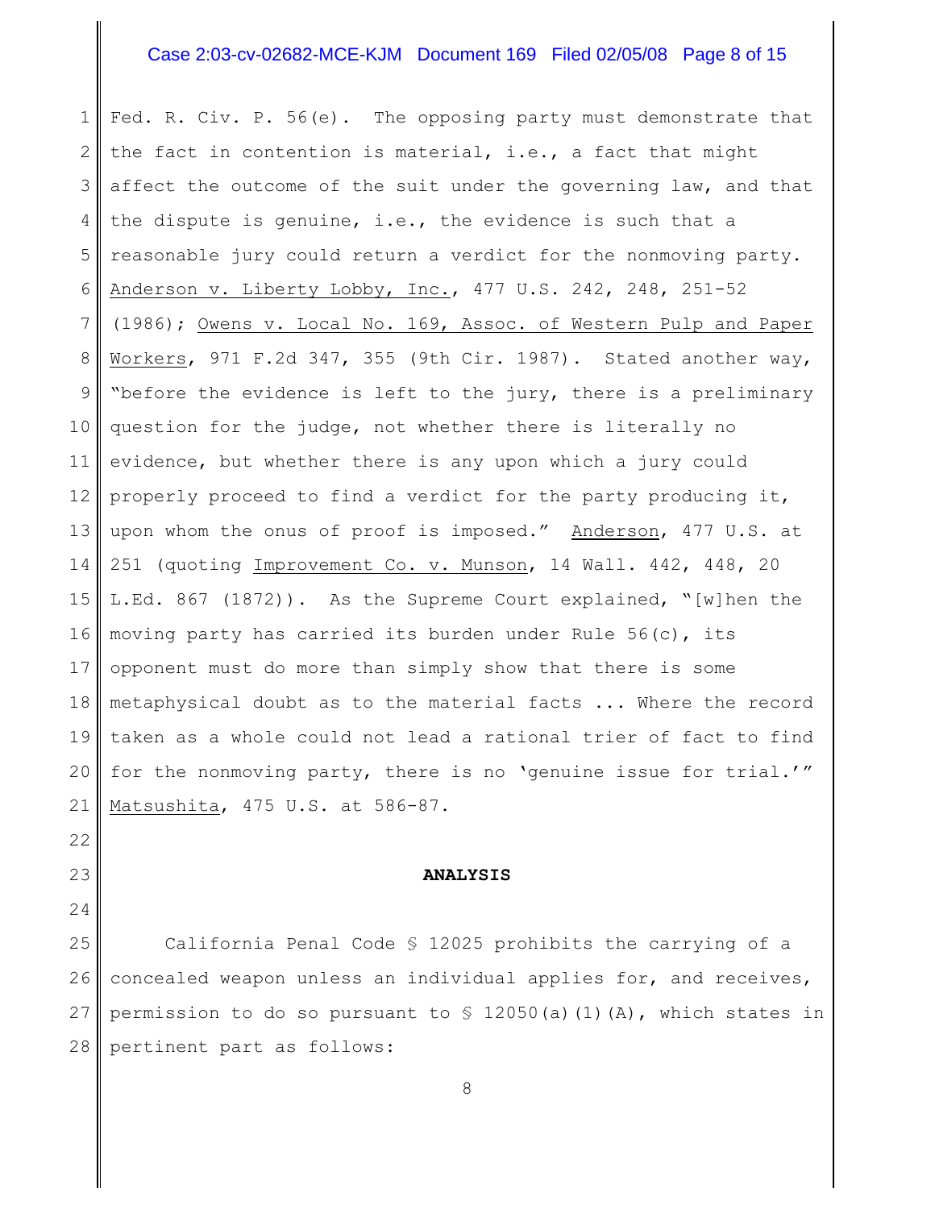Fed. R. Civ. P. 56(e). The opposing party must demonstrate that the fact in contention is material, i.e., a fact that might affect the outcome of the suit under the governing law, and that the dispute is genuine, i.e., the evidence is such that a reasonable jury could return a verdict for the nonmoving party. Anderson v. Liberty Lobby, Inc., 477 U.S. 242, 248, 251-52 (1986); Owens v. Local No. 169, Assoc. of Western Pulp and Paper Workers, 971 F.2d 347, 355 (9th Cir. 1987). Stated another way, "before the evidence is left to the jury, there is a preliminary question for the judge, not whether there is literally no evidence, but whether there is any upon which a jury could properly proceed to find a verdict for the party producing it, upon whom the onus of proof is imposed." Anderson, 477 U.S. at 251 (quoting Improvement Co. v. Munson, 14 Wall. 442, 448, 20 L.Ed. 867 (1872)). As the Supreme Court explained, "[w]hen the moving party has carried its burden under Rule 56(c), its opponent must do more than simply show that there is some metaphysical doubt as to the material facts ... Where the record taken as a whole could not lead a rational trier of fact to find for the nonmoving party, there is no 'genuine issue for trial.'" Matsushita, 475 U.S. at 586-87.

## ANALYSIS

California Penal Code § 12025 prohibits the carrying of a concealed weapon unless an individual applies for, and receives, permission to do so pursuant to § 12050(a)(1)(A), which states in pertinent part as follows: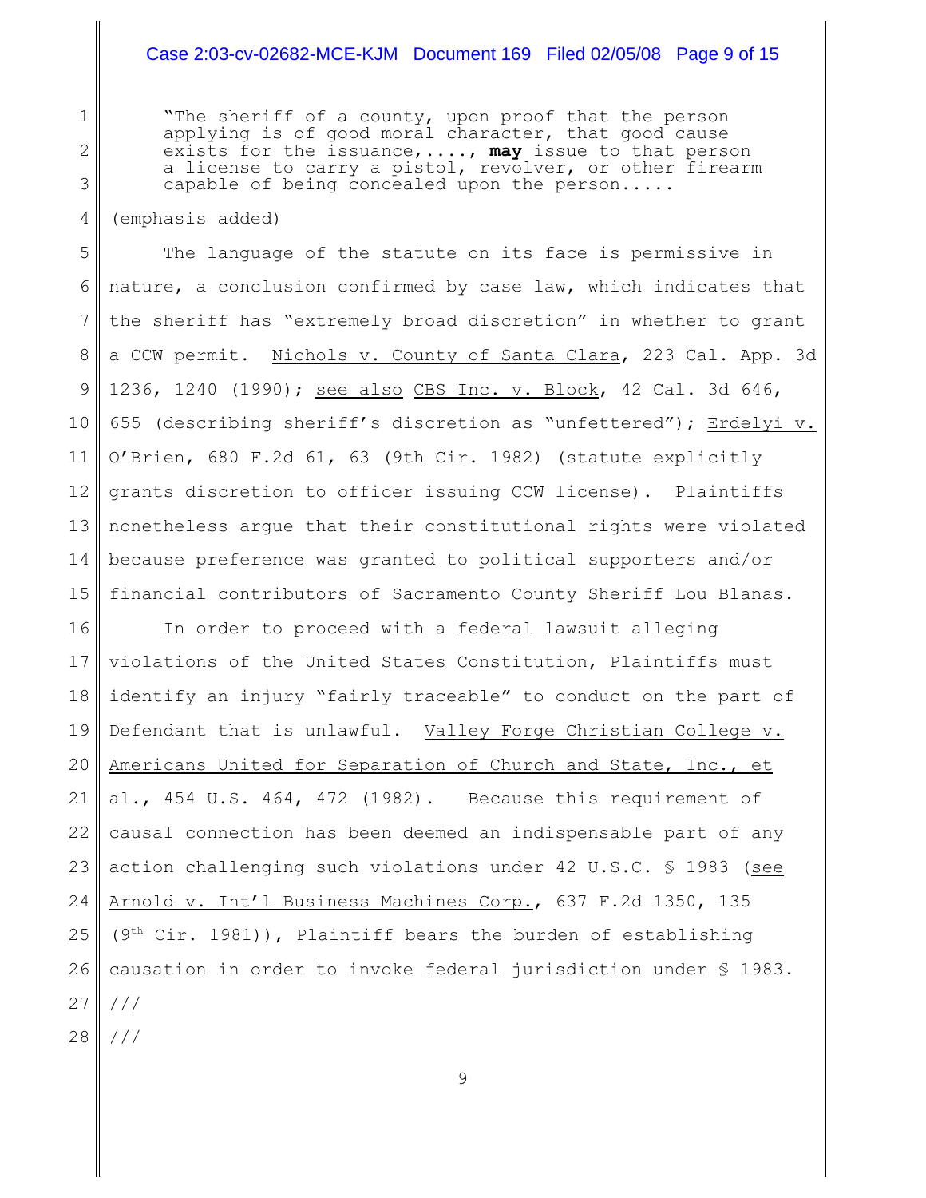> "The sheriff of a county, upon proof that the person applying is of good moral character, that good cause exists for the issuance,...., **may** issue to that person a license to carry a pistol, revolver, or other firearm capable of being concealed upon the person.....

(emphasis added)

The language of the statute on its face is permissive in nature, a conclusion confirmed by case law, which indicates that the sheriff has "extremely broad discretion" in whether to grant a CCW permit. Nichols v. County of Santa Clara, 223 Cal. App. 3d 1236, 1240 (1990); see also CBS Inc. v. Block, 42 Cal. 3d 646, 655 (describing sheriff's discretion as "unfettered"); Erdelyi v. O'Brien, 680 F.2d 61, 63 (9th Cir. 1982) (statute explicitly grants discretion to officer issuing CCW license). Plaintiffs nonetheless argue that their constitutional rights were violated because preference was granted to political supporters and/or financial contributors of Sacramento County Sheriff Lou Blanas.

In order to proceed with a federal lawsuit alleging violations of the United States Constitution, Plaintiffs must identify an injury "fairly traceable" to conduct on the part of Defendant that is unlawful. Valley Forge Christian College v. Americans United for Separation of Church and State, Inc., et al., 454 U.S. 464, 472 (1982). Because this requirement of causal connection has been deemed an indispensable part of any action challenging such violations under 42 U.S.C. § 1983 (see Arnold v. Int'l Business Machines Corp., 637 F.2d 1350, 135 (9th Cir. 1981)), Plaintiff bears the burden of establishing causation in order to invoke federal jurisdiction under § 1983.

///

///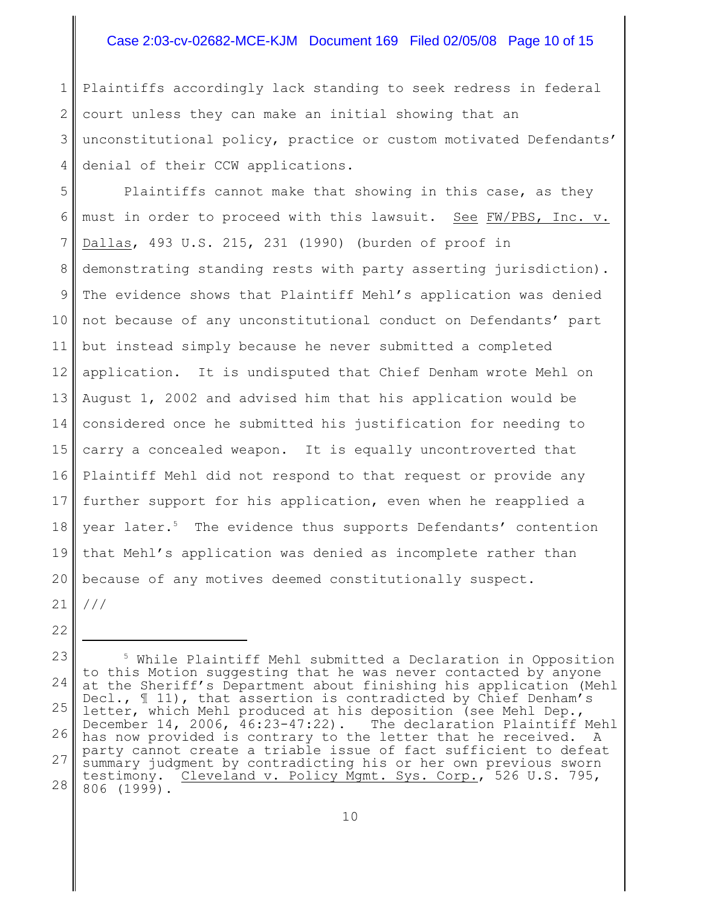Plaintiffs accordingly lack standing to seek redress in federal court unless they can make an initial showing that an unconstitutional policy, practice or custom motivated Defendants' denial of their CCW applications.

Plaintiffs cannot make that showing in this case, as they must in order to proceed with this lawsuit. See FW/PBS, Inc. v. Dallas, 493 U.S. 215, 231 (1990) (burden of proof in demonstrating standing rests with party asserting jurisdiction). The evidence shows that Plaintiff Mehl's application was denied not because of any unconstitutional conduct on Defendants' part but instead simply because he never submitted a completed application. It is undisputed that Chief Denham wrote Mehl on August 1, 2002 and advised him that his application would be considered once he submitted his justification for needing to carry a concealed weapon. It is equally uncontroverted that Plaintiff Mehl did not respond to that request or provide any further support for his application, even when he reapplied a year later.[5] The evidence thus supports Defendants' contention that Mehl's application was denied as incomplete rather than because of any motives deemed constitutionally suspect.

///

---

[5] While Plaintiff Mehl submitted a Declaration in Opposition to this Motion suggesting that he was never contacted by anyone at the Sheriff's Department about finishing his application (Mehl Decl., ¶ 11), that assertion is contradicted by Chief Denham's letter, which Mehl produced at his deposition (see Mehl Dep., December 14, 2006, 46:23-47:22). The declaration Plaintiff Mehl has now provided is contrary to the letter that he received. A party cannot create a triable issue of fact sufficient to defeat summary judgment by contradicting his or her own previous sworn testimony. Cleveland v. Policy Mgmt. Sys. Corp., 526 U.S. 795, 806 (1999).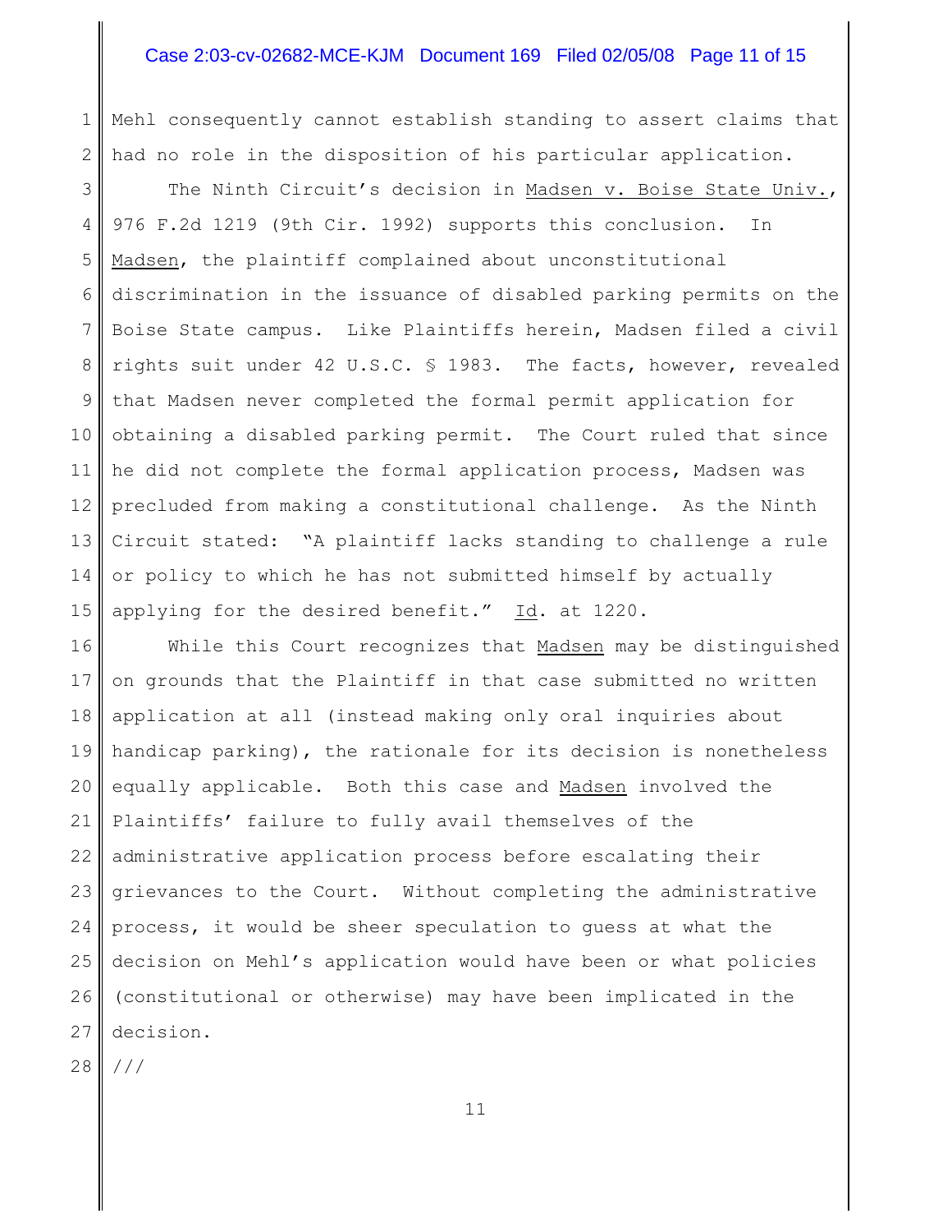Mehl consequently cannot establish standing to assert claims that had no role in the disposition of his particular application.

The Ninth Circuit's decision in Madsen v. Boise State Univ., 976 F.2d 1219 (9th Cir. 1992) supports this conclusion. In Madsen, the plaintiff complained about unconstitutional discrimination in the issuance of disabled parking permits on the Boise State campus. Like Plaintiffs herein, Madsen filed a civil rights suit under 42 U.S.C. § 1983. The facts, however, revealed that Madsen never completed the formal permit application for obtaining a disabled parking permit. The Court ruled that since he did not complete the formal application process, Madsen was precluded from making a constitutional challenge. As the Ninth Circuit stated: "A plaintiff lacks standing to challenge a rule or policy to which he has not submitted himself by actually applying for the desired benefit." Id. at 1220.

While this Court recognizes that Madsen may be distinguished on grounds that the Plaintiff in that case submitted no written application at all (instead making only oral inquiries about handicap parking), the rationale for its decision is nonetheless equally applicable. Both this case and Madsen involved the Plaintiffs' failure to fully avail themselves of the administrative application process before escalating their grievances to the Court. Without completing the administrative process, it would be sheer speculation to guess at what the decision on Mehl's application would have been or what policies (constitutional or otherwise) may have been implicated in the decision.

///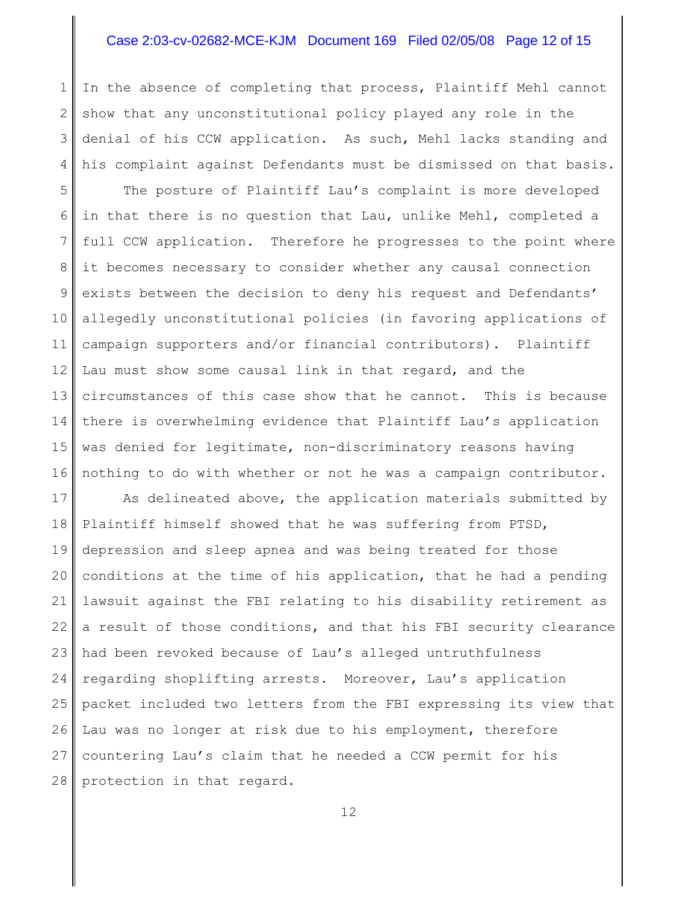In the absence of completing that process, Plaintiff Mehl cannot show that any unconstitutional policy played any role in the denial of his CCW application. As such, Mehl lacks standing and his complaint against Defendants must be dismissed on that basis.

The posture of Plaintiff Lau's complaint is more developed in that there is no question that Lau, unlike Mehl, completed a full CCW application. Therefore he progresses to the point where it becomes necessary to consider whether any causal connection exists between the decision to deny his request and Defendants' allegedly unconstitutional policies (in favoring applications of campaign supporters and/or financial contributors). Plaintiff Lau must show some causal link in that regard, and the circumstances of this case show that he cannot. This is because there is overwhelming evidence that Plaintiff Lau's application was denied for legitimate, non-discriminatory reasons having nothing to do with whether or not he was a campaign contributor.

As delineated above, the application materials submitted by Plaintiff himself showed that he was suffering from PTSD, depression and sleep apnea and was being treated for those conditions at the time of his application, that he had a pending lawsuit against the FBI relating to his disability retirement as a result of those conditions, and that his FBI security clearance had been revoked because of Lau's alleged untruthfulness regarding shoplifting arrests. Moreover, Lau's application packet included two letters from the FBI expressing its view that Lau was no longer at risk due to his employment, therefore countering Lau's claim that he needed a CCW permit for his protection in that regard.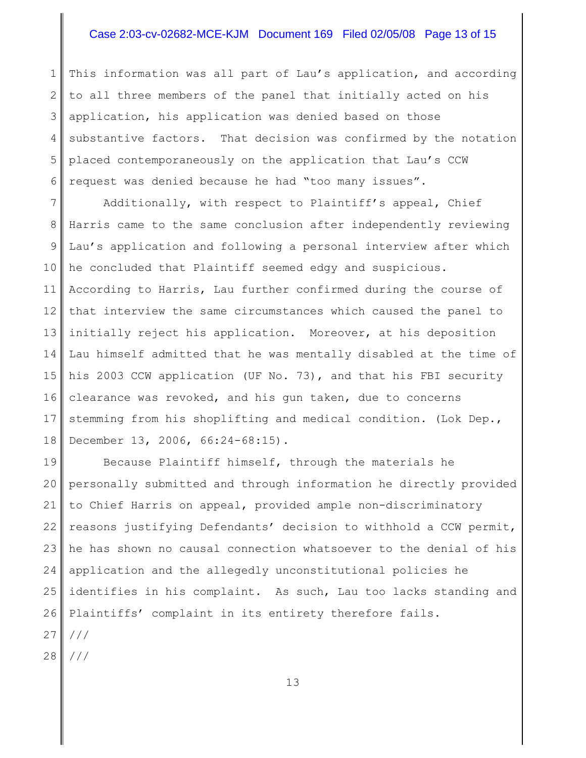This information was all part of Lau's application, and according to all three members of the panel that initially acted on his application, his application was denied based on those substantive factors. That decision was confirmed by the notation placed contemporaneously on the application that Lau's CCW request was denied because he had "too many issues".

Additionally, with respect to Plaintiff's appeal, Chief Harris came to the same conclusion after independently reviewing Lau's application and following a personal interview after which he concluded that Plaintiff seemed edgy and suspicious. According to Harris, Lau further confirmed during the course of that interview the same circumstances which caused the panel to initially reject his application. Moreover, at his deposition Lau himself admitted that he was mentally disabled at the time of his 2003 CCW application (UF No. 73), and that his FBI security clearance was revoked, and his gun taken, due to concerns stemming from his shoplifting and medical condition. (Lok Dep., December 13, 2006, 66:24-68:15).

Because Plaintiff himself, through the materials he personally submitted and through information he directly provided to Chief Harris on appeal, provided ample non-discriminatory reasons justifying Defendants' decision to withhold a CCW permit, he has shown no causal connection whatsoever to the denial of his application and the allegedly unconstitutional policies he identifies in his complaint. As such, Lau too lacks standing and Plaintiffs' complaint in its entirety therefore fails.

///

///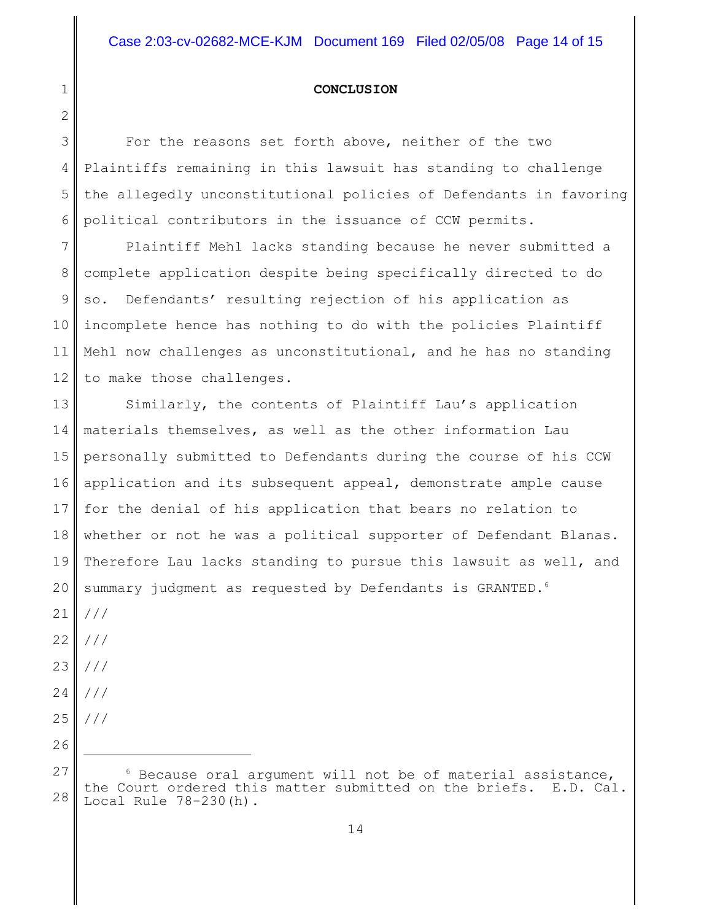## CONCLUSION

For the reasons set forth above, neither of the two Plaintiffs remaining in this lawsuit has standing to challenge the allegedly unconstitutional policies of Defendants in favoring political contributors in the issuance of CCW permits.

Plaintiff Mehl lacks standing because he never submitted a complete application despite being specifically directed to do so. Defendants' resulting rejection of his application as incomplete hence has nothing to do with the policies Plaintiff Mehl now challenges as unconstitutional, and he has no standing to make those challenges.

Similarly, the contents of Plaintiff Lau's application materials themselves, as well as the other information Lau personally submitted to Defendants during the course of his CCW application and its subsequent appeal, demonstrate ample cause for the denial of his application that bears no relation to whether or not he was a political supporter of Defendant Blanas. Therefore Lau lacks standing to pursue this lawsuit as well, and summary judgment as requested by Defendants is GRANTED.[6]

///

///

///

///

///

---

[6] Because oral argument will not be of material assistance, the Court ordered this matter submitted on the briefs. E.D. Cal. Local Rule 78-230(h).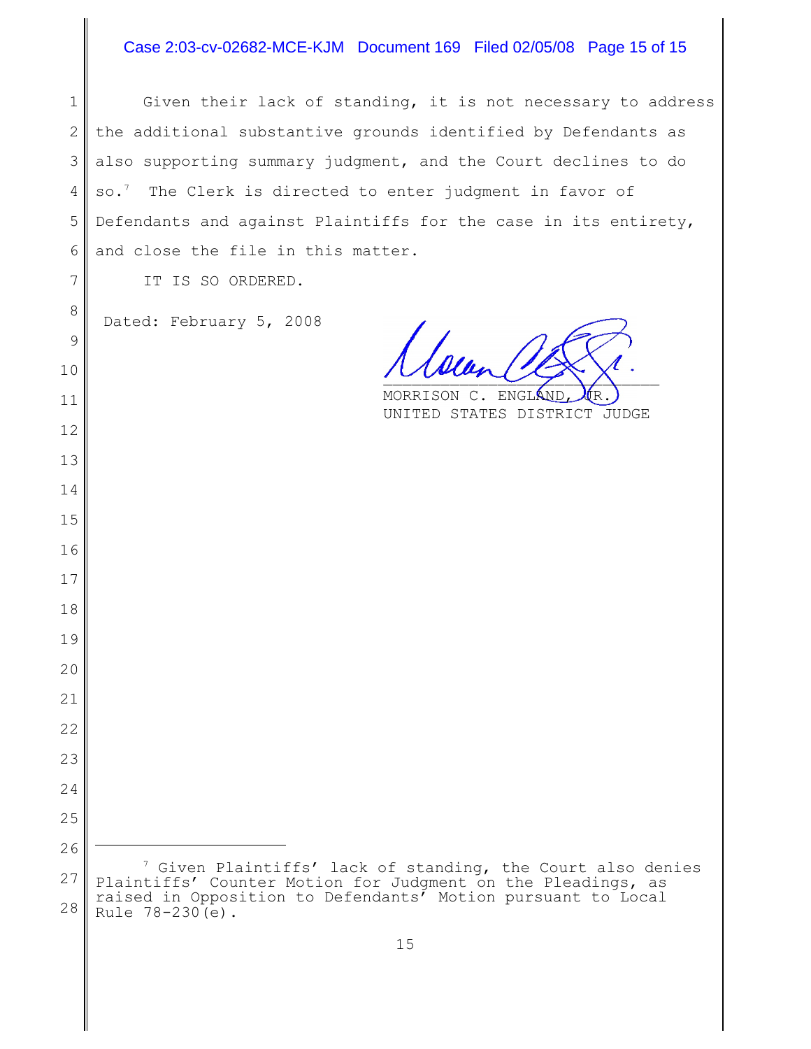Given their lack of standing, it is not necessary to address the additional substantive grounds identified by Defendants as also supporting summary judgment, and the Court declines to do so.[7] The Clerk is directed to enter judgment in favor of Defendants and against Plaintiffs for the case in its entirety, and close the file in this matter.

IT IS SO ORDERED.

Dated: February 5, 2008

MORRISON C. ENGLAND, JR.
UNITED STATES DISTRICT JUDGE

---

[7] Given Plaintiffs' lack of standing, the Court also denies Plaintiffs' Counter Motion for Judgment on the Pleadings, as raised in Opposition to Defendants' Motion pursuant to Local Rule 78-230(e).